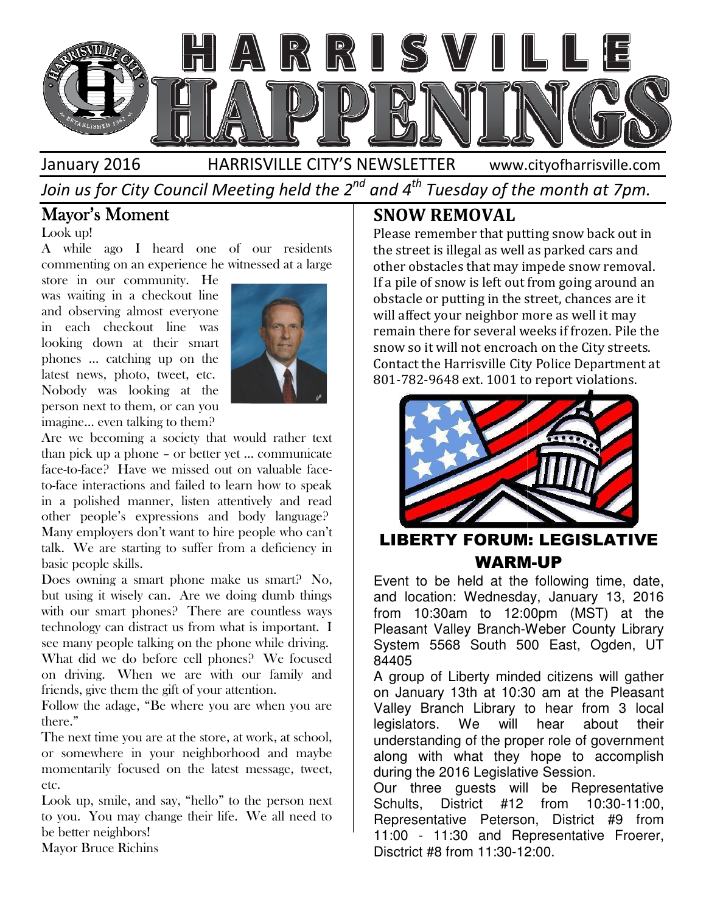# HARRISVILLE HAPPENINGS

January 2016 HARRISVILLE CITY'S NEWSLETTER www.cityofharrisville.com

*Join us for City Council Meeting held the 2nd and 4th Tuesday of the month at 7pm.*

## Mayor's Moment

Look up!

A while ago I heard one of our residents commenting on an experience he witnessed at a large store in our community. He was waiting in a checkout line and observing almost everyone in each checkout line was looking down at their smart phones … catching up on the latest news, photo, tweet, etc. Nobody was looking at the person next to them, or can you imagine… even talking to them?

Are we becoming a society that would rather text than pick up a phone – or better yet … communicate face-to-face? Have we missed out on valuable face-to-face interactions and failed to learn how to speak in a polished manner, listen attentively and read other people's expressions and body language? Many employers don't want to hire people who can't talk. We are starting to suffer from a deficiency in basic people skills.

Does owning a smart phone make us smart? No, but using it wisely can. Are we doing dumb things with our smart phones? There are countless ways technology can distract us from what is important. I see many people talking on the phone while driving. What did we do before cell phones? We focused on driving. When we are with our family and friends, give them the gift of your attention.

Follow the adage, "Be where you are when you are there."

The next time you are at the store, at work, at school, or somewhere in your neighborhood and maybe momentarily focused on the latest message, tweet, etc.

Look up, smile, and say, "hello" to the person next to you. You may change their life. We all need to be better neighbors!

Mayor Bruce Richins

## SNOW REMOVAL

Please remember that putting snow back out in the street is illegal as well as parked cars and other obstacles that may impede snow removal. If a pile of snow is left out from going around an obstacle or putting in the street, chances are it will affect your neighbor more as well it may remain there for several weeks if frozen. Pile the snow so it will not encroach on the City streets. Contact the Harrisville City Police Department at 801-782-9648 ext. 1001 to report violations.

## LIBERTY FORUM: LEGISLATIVE WARM-UP

Event to be held at the following time, date, and location: Wednesday, January 13, 2016 from 10:30am to 12:00pm (MST) at the Pleasant Valley Branch-Weber County Library System 5568 South 500 East, Ogden, UT 84405

A group of Liberty minded citizens will gather on January 13th at 10:30 am at the Pleasant Valley Branch Library to hear from 3 local legislators. We will hear about their understanding of the proper role of government along with what they hope to accomplish during the 2016 Legislative Session.

Our three guests will be Representative Schults, District #12 from 10:30-11:00, Representative Peterson, District #9 from 11:00 - 11:30 and Representative Froerer, Disctrict #8 from 11:30-12:00.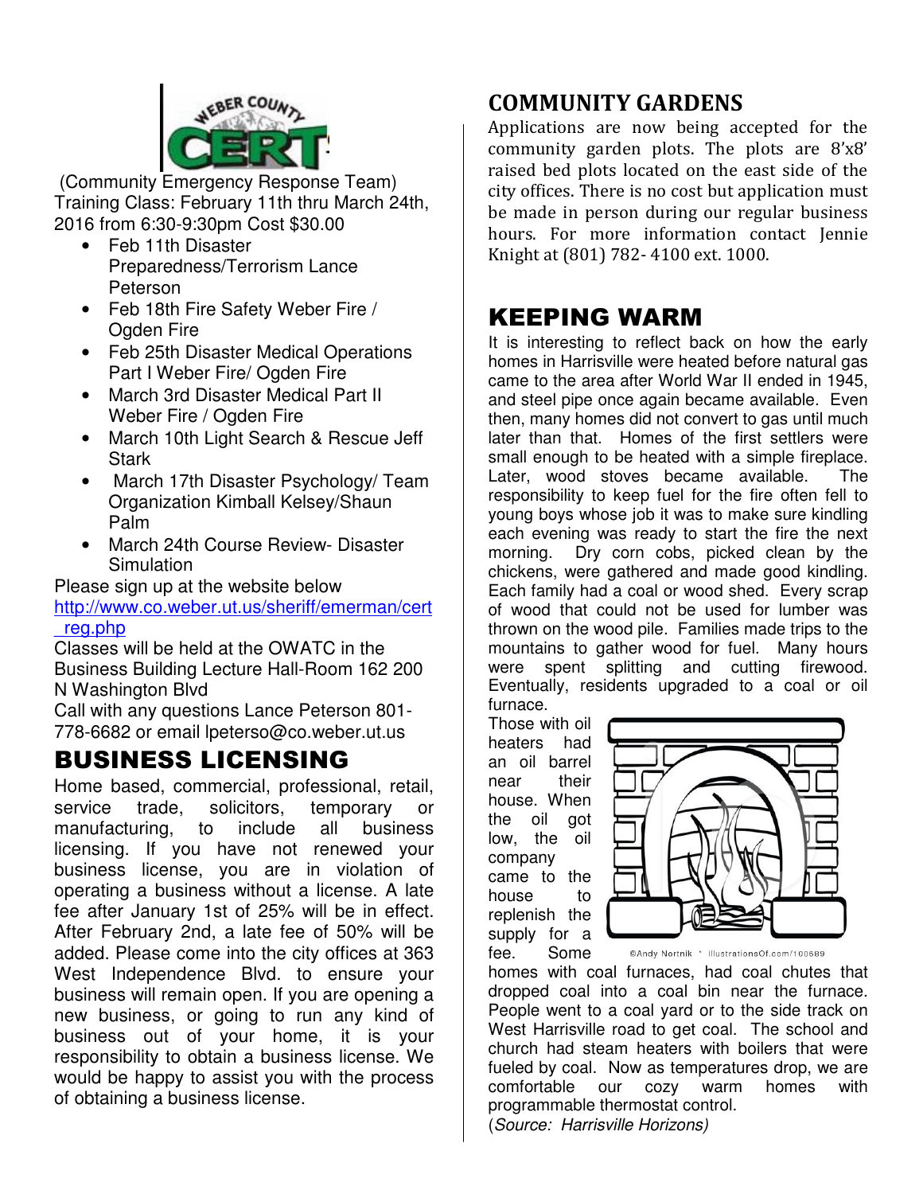WEBER COUNTY CERT

(Community Emergency Response Team) Training Class: February 11th thru March 24th, 2016 from 6:30-9:30pm Cost $30.00

- Feb 11th Disaster Preparedness/Terrorism Lance Peterson
- Feb 18th Fire Safety Weber Fire / Ogden Fire
- Feb 25th Disaster Medical Operations Part I Weber Fire/ Ogden Fire
- March 3rd Disaster Medical Part II Weber Fire / Ogden Fire
- March 10th Light Search & Rescue Jeff Stark
- March 17th Disaster Psychology/ Team Organization Kimball Kelsey/Shaun Palm
- March 24th Course Review- Disaster Simulation

Please sign up at the website below
http://www.co.weber.ut.us/sheriff/emerman/cert_reg.php

Classes will be held at the OWATC in the Business Building Lecture Hall-Room 162 200 N Washington Blvd

Call with any questions Lance Peterson 801-778-6682 or email lpeterso@co.weber.ut.us

# BUSINESS LICENSING

Home based, commercial, professional, retail, service trade, solicitors, temporary or manufacturing, to include all business licensing. If you have not renewed your business license, you are in violation of operating a business without a license. A late fee after January 1st of 25% will be in effect. After February 2nd, a late fee of 50% will be added. Please come into the city offices at 363 West Independence Blvd. to ensure your business will remain open. If you are opening a new business, or going to run any kind of business out of your home, it is your responsibility to obtain a business license. We would be happy to assist you with the process of obtaining a business license.

# COMMUNITY GARDENS

Applications are now being accepted for the community garden plots. The plots are 8'x8' raised bed plots located on the east side of the city offices. There is no cost but application must be made in person during our regular business hours. For more information contact Jennie Knight at (801) 782- 4100 ext. 1000.

# KEEPING WARM

It is interesting to reflect back on how the early homes in Harrisville were heated before natural gas came to the area after World War II ended in 1945, and steel pipe once again became available. Even then, many homes did not convert to gas until much later than that. Homes of the first settlers were small enough to be heated with a simple fireplace. Later, wood stoves became available. The responsibility to keep fuel for the fire often fell to young boys whose job it was to make sure kindling each evening was ready to start the fire the next morning. Dry corn cobs, picked clean by the chickens, were gathered and made good kindling. Each family had a coal or wood shed. Every scrap of wood that could not be used for lumber was thrown on the wood pile. Families made trips to the mountains to gather wood for fuel. Many hours were spent splitting and cutting firewood. Eventually, residents upgraded to a coal or oil furnace.

Those with oil heaters had an oil barrel near their house. When the oil got low, the oil company came to the house to replenish the supply for a fee. Some homes with coal furnaces, had coal chutes that dropped coal into a coal bin near the furnace. People went to a coal yard or to the side track on West Harrisville road to get coal. The school and church had steam heaters with boilers that were fueled by coal. Now as temperatures drop, we are comfortable our cozy warm homes with programmable thermostat control.

©Andy Nortnik · illustrationsOf.com/100689

(*Source: Harrisville Horizons)*